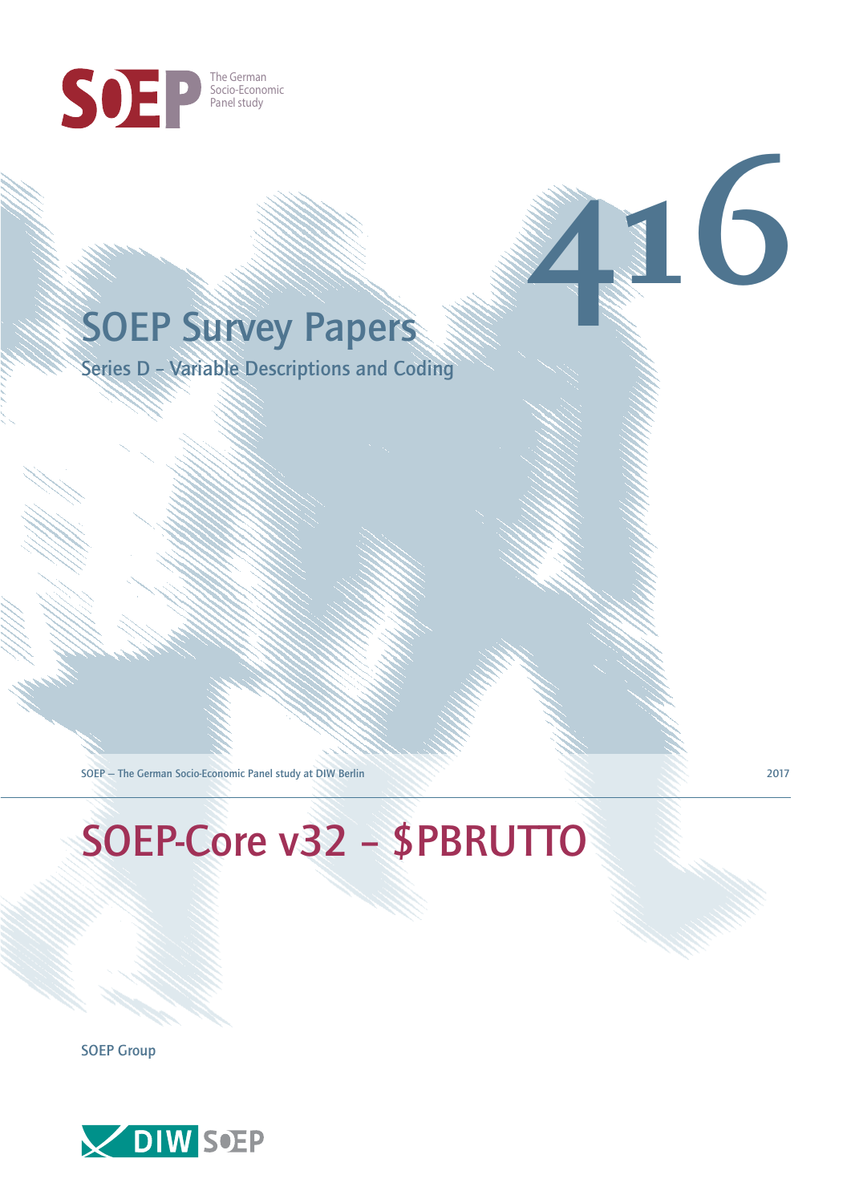SOEP The German Socio-Economic Panel study

# SOEP Survey Papers

## Series D – Variable Descriptions and Coding

416

SOEP — The German Socio-Economic Panel study at DIW Berlin

2017

# SOEP-Core v32 – $PBRUTTO

SOEP Group

DIW SOEP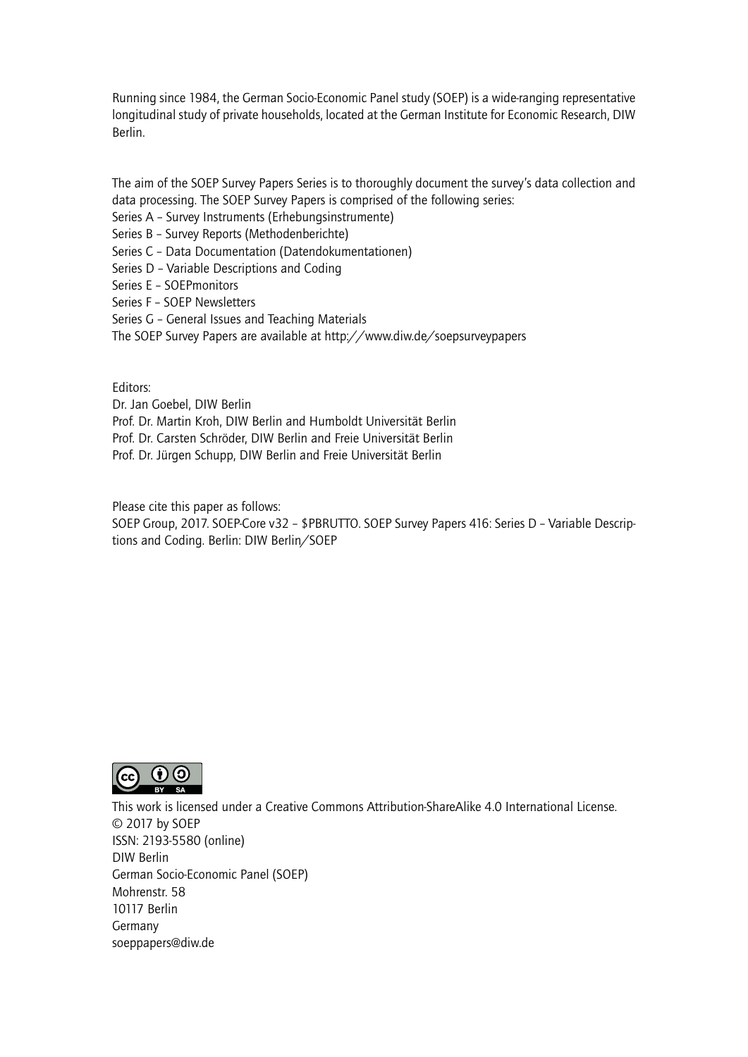Running since 1984, the German Socio-Economic Panel study (SOEP) is a wide-ranging representative longitudinal study of private households, located at the German Institute for Economic Research, DIW Berlin.

The aim of the SOEP Survey Papers Series is to thoroughly document the survey's data collection and data processing. The SOEP Survey Papers is comprised of the following series:

Series A – Survey Instruments (Erhebungsinstrumente)
Series B – Survey Reports (Methodenberichte)
Series C – Data Documentation (Datendokumentationen)
Series D – Variable Descriptions and Coding
Series E – SOEPmonitors
Series F – SOEP Newsletters
Series G – General Issues and Teaching Materials

The SOEP Survey Papers are available at http://www.diw.de/soepsurveypapers

Editors:
Dr. Jan Goebel, DIW Berlin
Prof. Dr. Martin Kroh, DIW Berlin and Humboldt Universität Berlin
Prof. Dr. Carsten Schröder, DIW Berlin and Freie Universität Berlin
Prof. Dr. Jürgen Schupp, DIW Berlin and Freie Universität Berlin

Please cite this paper as follows:
SOEP Group, 2017. SOEP-Core v32 – $PBRUTTO. SOEP Survey Papers 416: Series D – Variable Descriptions and Coding. Berlin: DIW Berlin/SOEP

This work is licensed under a Creative Commons Attribution-ShareAlike 4.0 International License.
© 2017 by SOEP
ISSN: 2193-5580 (online)
DIW Berlin
German Socio-Economic Panel (SOEP)
Mohrenstr. 58
10117 Berlin
Germany
soeppapers@diw.de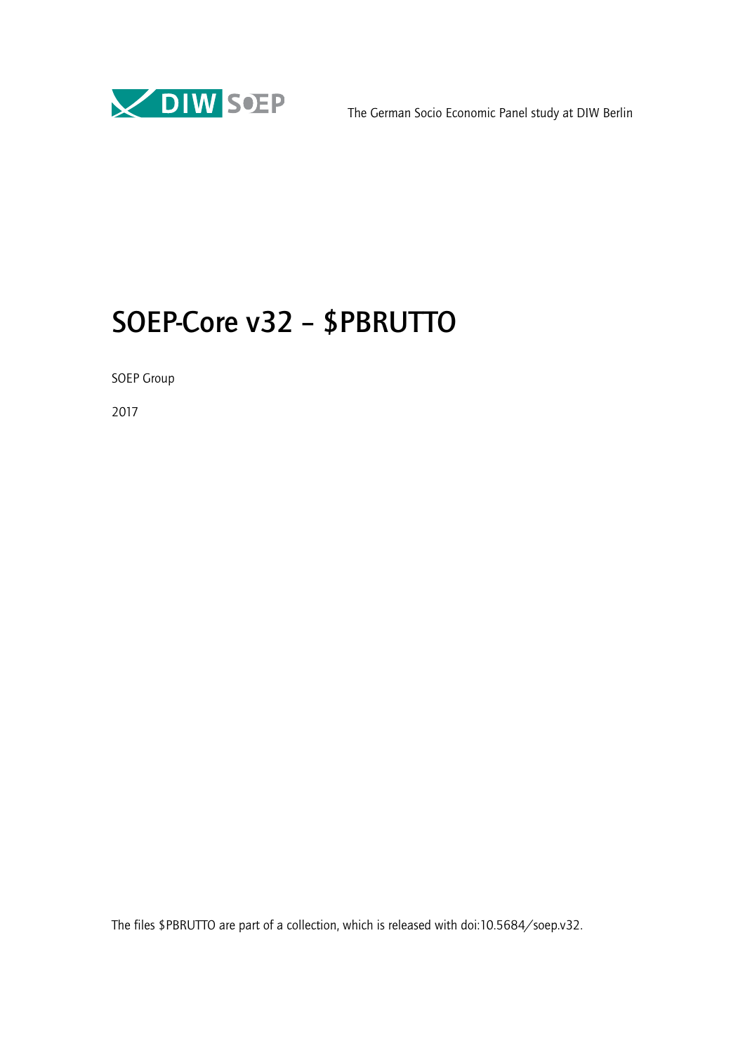The German Socio Economic Panel study at DIW Berlin

# SOEP-Core v32 – $PBRUTTO

SOEP Group

2017

The files $PBRUTTO are part of a collection, which is released with doi:10.5684/soep.v32.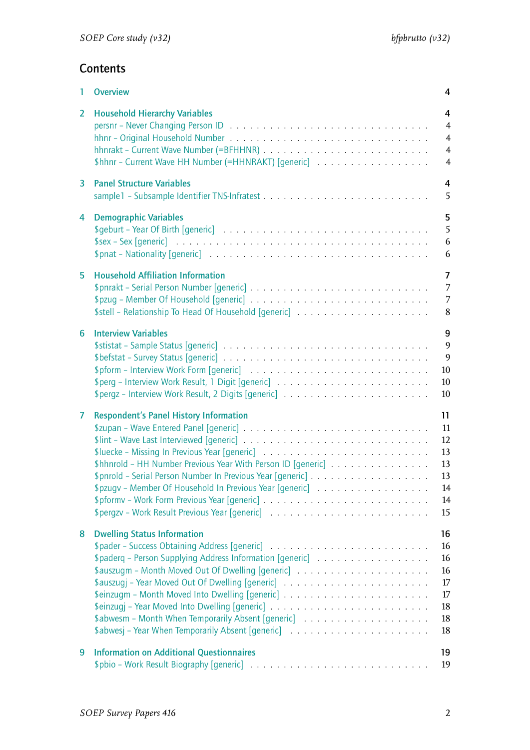## Contents

1 Overview 4

2 Household Hierarchy Variables 4
- persnr – Never Changing Person ID . . . . . 4
- hhnr – Original Household Number . . . . . 4
- hhnrakt – Current Wave Number (=BFHHNR) . . . . . 4
- $hhnr – Current Wave HH Number (=HHNRAKT) [generic] . . . . . 4

3 Panel Structure Variables 4
- sample1 – Subsample Identifier TNS-Infratest . . . . . 5

4 Demographic Variables 5
- $geburt – Year Of Birth [generic] . . . . . 5
- $sex – Sex [generic] . . . . . 6
- $pnat – Nationality [generic] . . . . . 6

5 Household Affiliation Information 7
- $pnrakt – Serial Person Number [generic] . . . . . 7
- $pzug – Member Of Household [generic] . . . . . 7
- $stell – Relationship To Head Of Household [generic] . . . . . 8

6 Interview Variables 9
- $stistat – Sample Status [generic] . . . . . 9
- $befstat – Survey Status [generic] . . . . . 9
- $pform – Interview Work Form [generic] . . . . . 10
- $perg – Interview Work Result, 1 Digit [generic] . . . . . 10
- $pergz – Interview Work Result, 2 Digits [generic] . . . . . 10

7 Respondent's Panel History Information 11
- $zupan – Wave Entered Panel [generic] . . . . . 11
- $lint – Wave Last Interviewed [generic] . . . . . 12
- $luecke – Missing In Previous Year [generic] . . . . . 13
- $hhnrold – HH Number Previous Year With Person ID [generic] . . . . . 13
- $pnrold – Serial Person Number In Previous Year [generic] . . . . . 13
- $pzugv – Member Of Household In Previous Year [generic] . . . . . 14
- $pformv – Work Form Previous Year [generic] . . . . . 14
- $pergzv – Work Result Previous Year [generic] . . . . . 15

8 Dwelling Status Information 16
- $pader – Success Obtaining Address [generic] . . . . . 16
- $paderq – Person Supplying Address Information [generic] . . . . . 16
- $auszugm – Month Moved Out Of Dwelling [generic] . . . . . 16
- $auszugj – Year Moved Out Of Dwelling [generic] . . . . . 17
- $einzugm – Month Moved Into Dwelling [generic] . . . . . 17
- $einzugj – Year Moved Into Dwelling [generic] . . . . . 18
- $abwesm – Month When Temporarily Absent [generic] . . . . . 18
- $abwesj – Year When Temporarily Absent [generic] . . . . . 18

9 Information on Additional Questionnaires 19
- $pbio – Work Result Biography [generic] . . . . . 19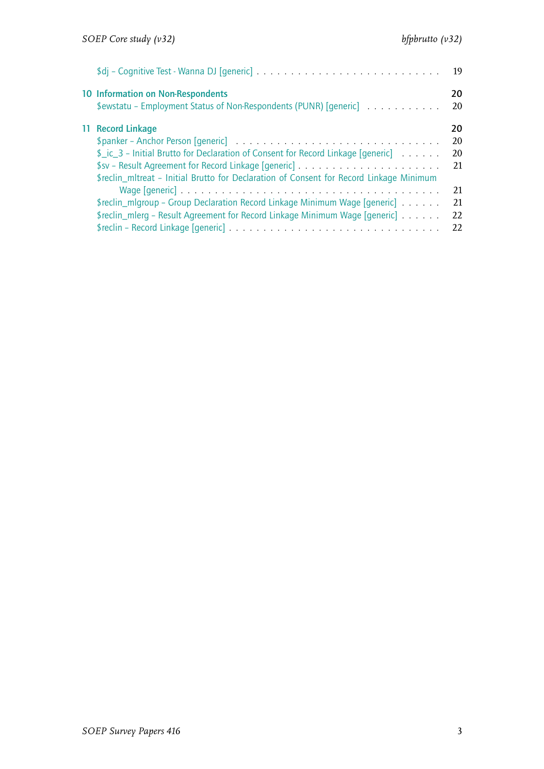$dj – Cognitive Test - Wanna DJ [generic] . . . . . . . . . . . . . . . . . . . . . . . . . . . . 19

**10 Information on Non-Respondents** **20**

$ewstatu – Employment Status of Non-Respondents (PUNR) [generic] . . . . . . . . . . . 20

**11 Record Linkage** **20**

$panker – Anchor Person [generic] . . . . . . . . . . . . . . . . . . . . . . . . . . . . . . . 20

$_ic_3 – Initial Brutto for Declaration of Consent for Record Linkage [generic] . . . . . . 20

$sv – Result Agreement for Record Linkage [generic] . . . . . . . . . . . . . . . . . . . . . . 21

$reclin_mltreat – Initial Brutto for Declaration of Consent for Record Linkage Minimum Wage [generic] . . . . . . . . . . . . . . . . . . . . . . . . . . . . . . . . . . . . . . 21

$reclin_mlgroup – Group Declaration Record Linkage Minimum Wage [generic] . . . . . . 21

$reclin_mlerg – Result Agreement for Record Linkage Minimum Wage [generic] . . . . . . 22

$reclin – Record Linkage [generic] . . . . . . . . . . . . . . . . . . . . . . . . . . . . . . . 22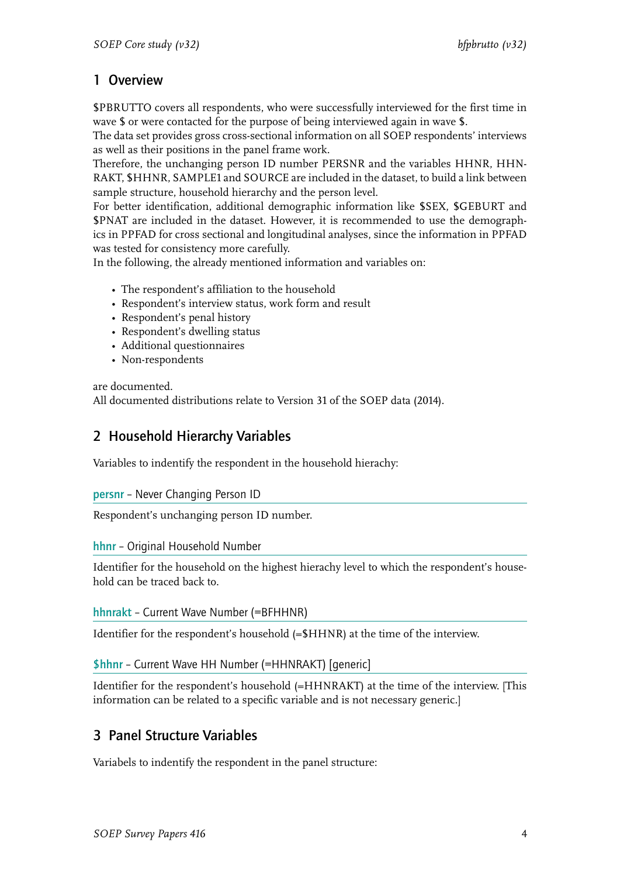## 1 Overview

$PBRUTTO covers all respondents, who were successfully interviewed for the first time in wave $ or were contacted for the purpose of being interviewed again in wave $.
The data set provides gross cross-sectional information on all SOEP respondents' interviews as well as their positions in the panel frame work.
Therefore, the unchanging person ID number PERSNR and the variables HHNR, HHNRAKT, $HHNR, SAMPLE1 and SOURCE are included in the dataset, to build a link between sample structure, household hierarchy and the person level.
For better identification, additional demographic information like $SEX, $GEBURT and $PNAT are included in the dataset. However, it is recommended to use the demographics in PPFAD for cross sectional and longitudinal analyses, since the information in PPFAD was tested for consistency more carefully.
In the following, the already mentioned information and variables on:

- The respondent's affiliation to the household
- Respondent's interview status, work form and result
- Respondent's penal history
- Respondent's dwelling status
- Additional questionnaires
- Non-respondents

are documented.
All documented distributions relate to Version 31 of the SOEP data (2014).

## 2 Household Hierarchy Variables

Variables to indentify the respondent in the household hierachy:

#### persnr – Never Changing Person ID

Respondent's unchanging person ID number.

#### hhnr – Original Household Number

Identifier for the household on the highest hierachy level to which the respondent's household can be traced back to.

#### hhnrakt – Current Wave Number (=BFHHNR)

Identifier for the respondent's household (=$HHNR) at the time of the interview.

#### $hhnr – Current Wave HH Number (=HHNRAKT) [generic]

Identifier for the respondent's household (=HHNRAKT) at the time of the interview. [This information can be related to a specific variable and is not necessary generic.]

## 3 Panel Structure Variables

Variabels to indentify the respondent in the panel structure: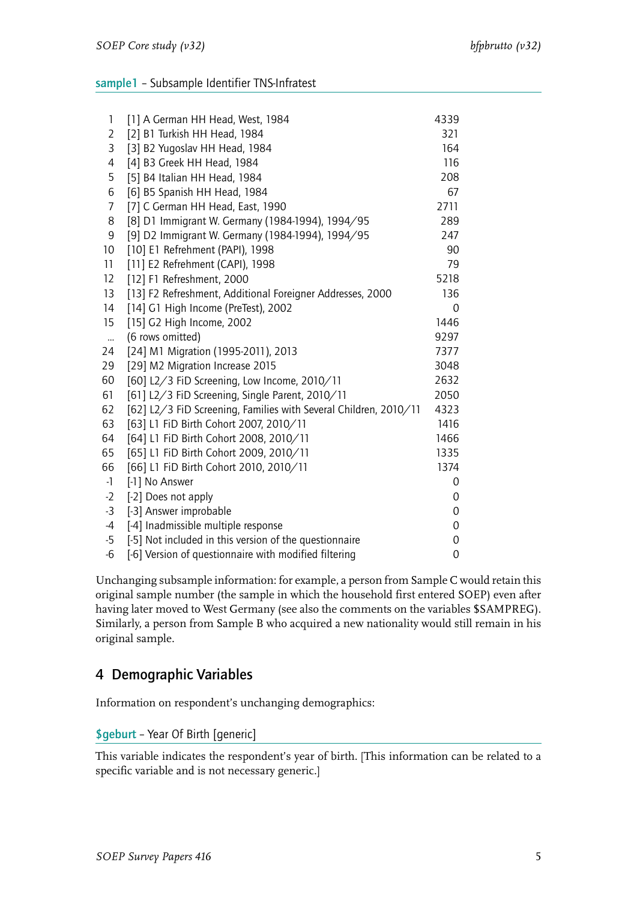### sample1 – Subsample Identifier TNS-Infratest

| | | |
|---|---|---|
| 1 | [1] A German HH Head, West, 1984 | 4339 |
| 2 | [2] B1 Turkish HH Head, 1984 | 321 |
| 3 | [3] B2 Yugoslav HH Head, 1984 | 164 |
| 4 | [4] B3 Greek HH Head, 1984 | 116 |
| 5 | [5] B4 Italian HH Head, 1984 | 208 |
| 6 | [6] B5 Spanish HH Head, 1984 | 67 |
| 7 | [7] C German HH Head, East, 1990 | 2711 |
| 8 | [8] D1 Immigrant W. Germany (1984-1994), 1994/95 | 289 |
| 9 | [9] D2 Immigrant W. Germany (1984-1994), 1994/95 | 247 |
| 10 | [10] E1 Refrehment (PAPI), 1998 | 90 |
| 11 | [11] E2 Refrehment (CAPI), 1998 | 79 |
| 12 | [12] F1 Refreshment, 2000 | 5218 |
| 13 | [13] F2 Refreshment, Additional Foreigner Addresses, 2000 | 136 |
| 14 | [14] G1 High Income (PreTest), 2002 | 0 |
| 15 | [15] G2 High Income, 2002 | 1446 |
| ... | (6 rows omitted) | 9297 |
| 24 | [24] M1 Migration (1995-2011), 2013 | 7377 |
| 29 | [29] M2 Migration Increase 2015 | 3048 |
| 60 | [60] L2/3 FiD Screening, Low Income, 2010/11 | 2632 |
| 61 | [61] L2/3 FiD Screening, Single Parent, 2010/11 | 2050 |
| 62 | [62] L2/3 FiD Screening, Families with Several Children, 2010/11 | 4323 |
| 63 | [63] L1 FiD Birth Cohort 2007, 2010/11 | 1416 |
| 64 | [64] L1 FiD Birth Cohort 2008, 2010/11 | 1466 |
| 65 | [65] L1 FiD Birth Cohort 2009, 2010/11 | 1335 |
| 66 | [66] L1 FiD Birth Cohort 2010, 2010/11 | 1374 |
| -1 | [-1] No Answer | 0 |
| -2 | [-2] Does not apply | 0 |
| -3 | [-3] Answer improbable | 0 |
| -4 | [-4] Inadmissible multiple response | 0 |
| -5 | [-5] Not included in this version of the questionnaire | 0 |
| -6 | [-6] Version of questionnaire with modified filtering | 0 |

Unchanging subsample information: for example, a person from Sample C would retain this original sample number (the sample in which the household first entered SOEP) even after having later moved to West Germany (see also the comments on the variables $SAMPREG). Similarly, a person from Sample B who acquired a new nationality would still remain in his original sample.

## 4 Demographic Variables

Information on respondent's unchanging demographics:

### $geburt – Year Of Birth [generic]

This variable indicates the respondent's year of birth. [This information can be related to a specific variable and is not necessary generic.]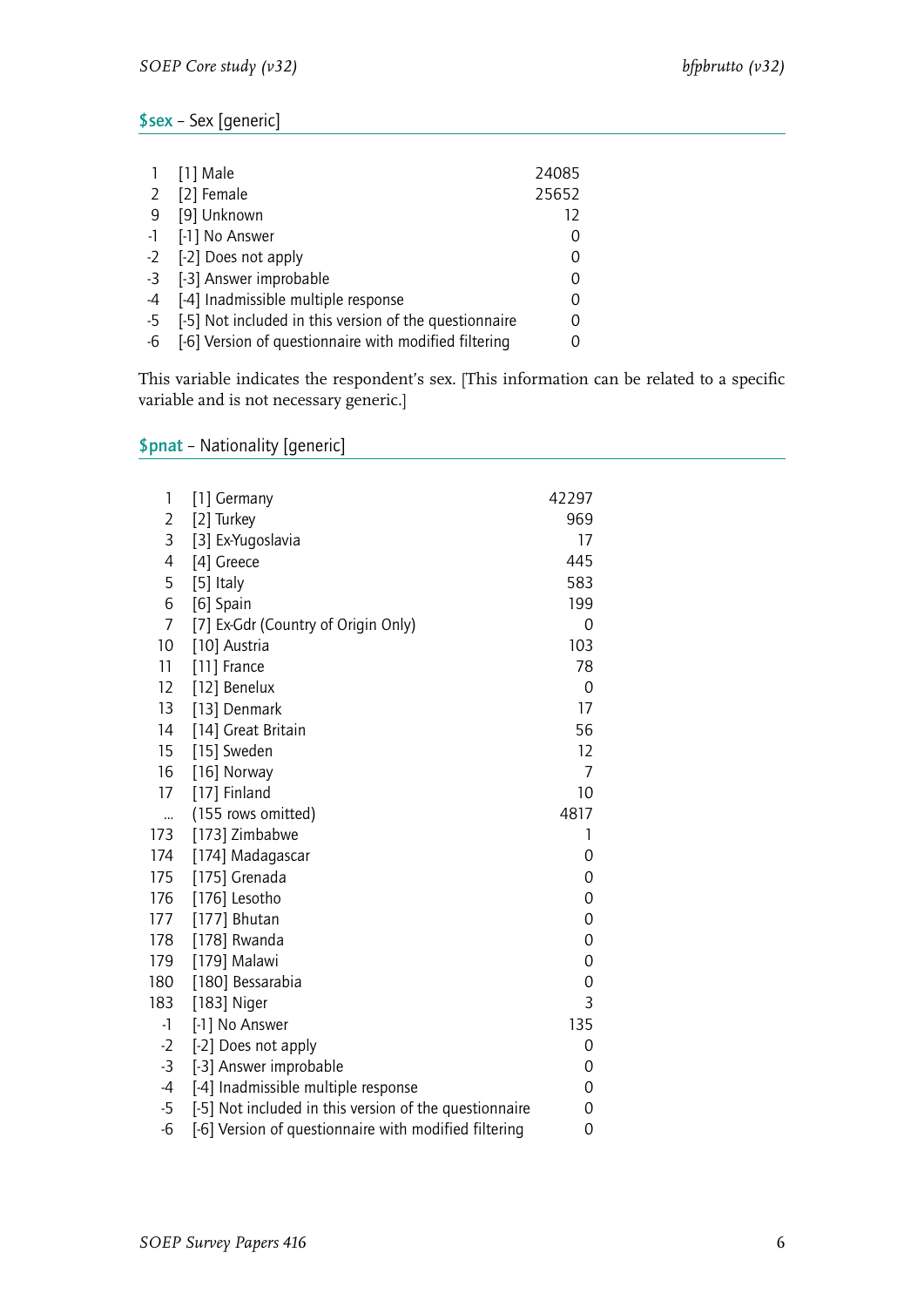## $sex – Sex [generic]

| | | |
|---|---|---|
| 1 | [1] Male | 24085 |
| 2 | [2] Female | 25652 |
| 9 | [9] Unknown | 12 |
| -1 | [-1] No Answer | 0 |
| -2 | [-2] Does not apply | 0 |
| -3 | [-3] Answer improbable | 0 |
| -4 | [-4] Inadmissible multiple response | 0 |
| -5 | [-5] Not included in this version of the questionnaire | 0 |
| -6 | [-6] Version of questionnaire with modified filtering | 0 |

This variable indicates the respondent's sex. [This information can be related to a specific variable and is not necessary generic.]

## $pnat – Nationality [generic]

| | | |
|---|---|---|
| 1 | [1] Germany | 42297 |
| 2 | [2] Turkey | 969 |
| 3 | [3] Ex-Yugoslavia | 17 |
| 4 | [4] Greece | 445 |
| 5 | [5] Italy | 583 |
| 6 | [6] Spain | 199 |
| 7 | [7] Ex-Gdr (Country of Origin Only) | 0 |
| 10 | [10] Austria | 103 |
| 11 | [11] France | 78 |
| 12 | [12] Benelux | 0 |
| 13 | [13] Denmark | 17 |
| 14 | [14] Great Britain | 56 |
| 15 | [15] Sweden | 12 |
| 16 | [16] Norway | 7 |
| 17 | [17] Finland | 10 |
| ... | (155 rows omitted) | 4817 |
| 173 | [173] Zimbabwe | 1 |
| 174 | [174] Madagascar | 0 |
| 175 | [175] Grenada | 0 |
| 176 | [176] Lesotho | 0 |
| 177 | [177] Bhutan | 0 |
| 178 | [178] Rwanda | 0 |
| 179 | [179] Malawi | 0 |
| 180 | [180] Bessarabia | 0 |
| 183 | [183] Niger | 3 |
| -1 | [-1] No Answer | 135 |
| -2 | [-2] Does not apply | 0 |
| -3 | [-3] Answer improbable | 0 |
| -4 | [-4] Inadmissible multiple response | 0 |
| -5 | [-5] Not included in this version of the questionnaire | 0 |
| -6 | [-6] Version of questionnaire with modified filtering | 0 |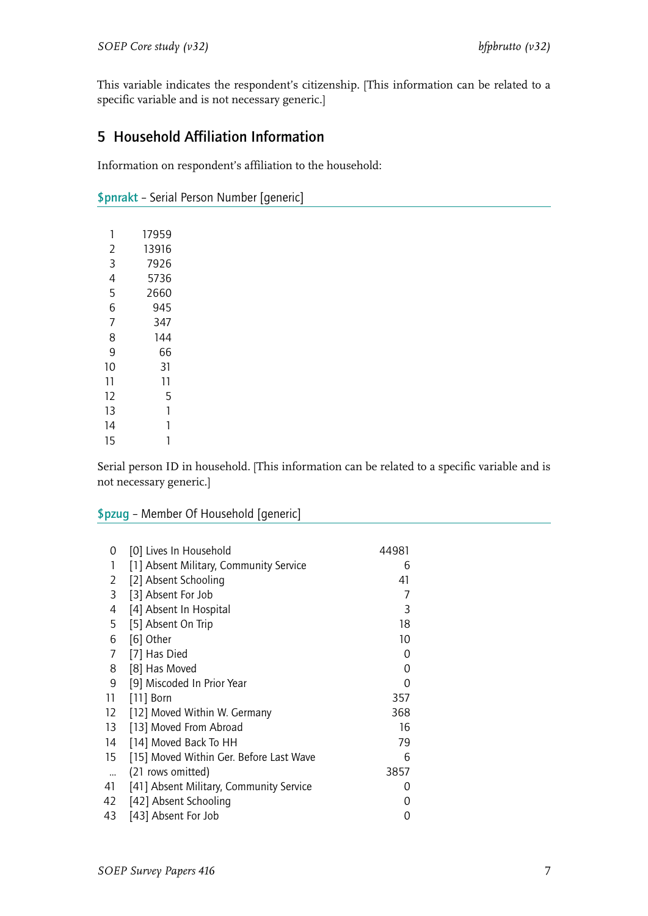This variable indicates the respondent's citizenship. [This information can be related to a specific variable and is not necessary generic.]

## 5 Household Affiliation Information

Information on respondent's affiliation to the household:

**$pnrakt** – Serial Person Number [generic]

| | |
|---|---|
| 1 | 17959 |
| 2 | 13916 |
| 3 | 7926 |
| 4 | 5736 |
| 5 | 2660 |
| 6 | 945 |
| 7 | 347 |
| 8 | 144 |
| 9 | 66 |
| 10 | 31 |
| 11 | 11 |
| 12 | 5 |
| 13 | 1 |
| 14 | 1 |
| 15 | 1 |

Serial person ID in household. [This information can be related to a specific variable and is not necessary generic.]

**$pzug** – Member Of Household [generic]

| | | |
|---|---|---|
| 0 | [0] Lives In Household | 44981 |
| 1 | [1] Absent Military, Community Service | 6 |
| 2 | [2] Absent Schooling | 41 |
| 3 | [3] Absent For Job | 7 |
| 4 | [4] Absent In Hospital | 3 |
| 5 | [5] Absent On Trip | 18 |
| 6 | [6] Other | 10 |
| 7 | [7] Has Died | 0 |
| 8 | [8] Has Moved | 0 |
| 9 | [9] Miscoded In Prior Year | 0 |
| 11 | [11] Born | 357 |
| 12 | [12] Moved Within W. Germany | 368 |
| 13 | [13] Moved From Abroad | 16 |
| 14 | [14] Moved Back To HH | 79 |
| 15 | [15] Moved Within Ger. Before Last Wave | 6 |
| ... | (21 rows omitted) | 3857 |
| 41 | [41] Absent Military, Community Service | 0 |
| 42 | [42] Absent Schooling | 0 |
| 43 | [43] Absent For Job | 0 |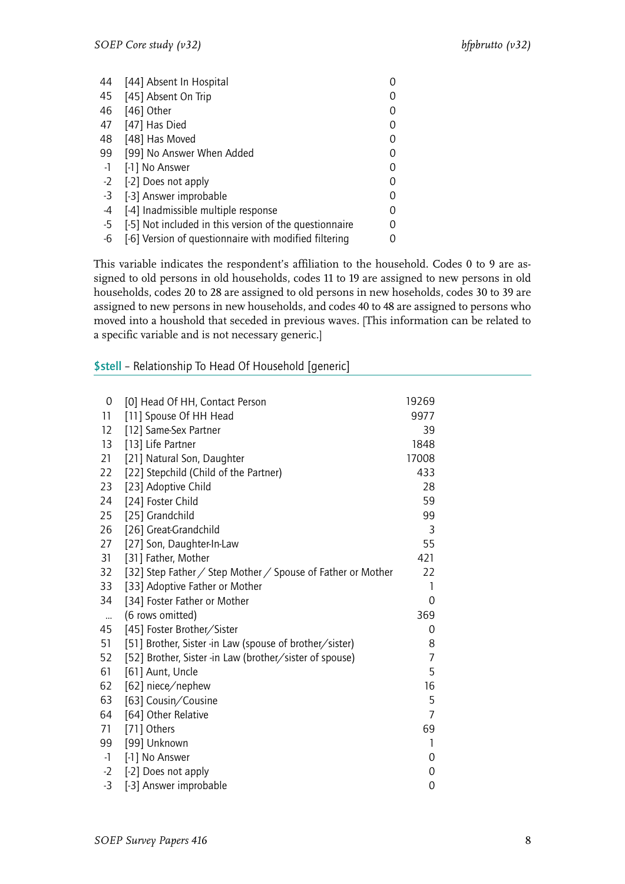| | | |
|---|---|---|
| 44 | [44] Absent In Hospital | 0 |
| 45 | [45] Absent On Trip | 0 |
| 46 | [46] Other | 0 |
| 47 | [47] Has Died | 0 |
| 48 | [48] Has Moved | 0 |
| 99 | [99] No Answer When Added | 0 |
| -1 | [-1] No Answer | 0 |
| -2 | [-2] Does not apply | 0 |
| -3 | [-3] Answer improbable | 0 |
| -4 | [-4] Inadmissible multiple response | 0 |
| -5 | [-5] Not included in this version of the questionnaire | 0 |
| -6 | [-6] Version of questionnaire with modified filtering | 0 |

This variable indicates the respondent's affiliation to the household. Codes 0 to 9 are assigned to old persons in old households, codes 11 to 19 are assigned to new persons in old households, codes 20 to 28 are assigned to old persons in new hoseholds, codes 30 to 39 are assigned to new persons in new households, and codes 40 to 48 are assigned to persons who moved into a houshold that seceded in previous waves. [This information can be related to a specific variable and is not necessary generic.]

## $stell – Relationship To Head Of Household [generic]

| | | |
|---|---|---|
| 0 | [0] Head Of HH, Contact Person | 19269 |
| 11 | [11] Spouse Of HH Head | 9977 |
| 12 | [12] Same-Sex Partner | 39 |
| 13 | [13] Life Partner | 1848 |
| 21 | [21] Natural Son, Daughter | 17008 |
| 22 | [22] Stepchild (Child of the Partner) | 433 |
| 23 | [23] Adoptive Child | 28 |
| 24 | [24] Foster Child | 59 |
| 25 | [25] Grandchild | 99 |
| 26 | [26] Great-Grandchild | 3 |
| 27 | [27] Son, Daughter-In-Law | 55 |
| 31 | [31] Father, Mother | 421 |
| 32 | [32] Step Father / Step Mother / Spouse of Father or Mother | 22 |
| 33 | [33] Adoptive Father or Mother | 1 |
| 34 | [34] Foster Father or Mother | 0 |
| ... | (6 rows omitted) | 369 |
| 45 | [45] Foster Brother/Sister | 0 |
| 51 | [51] Brother, Sister -in Law (spouse of brother/sister) | 8 |
| 52 | [52] Brother, Sister -in Law (brother/sister of spouse) | 7 |
| 61 | [61] Aunt, Uncle | 5 |
| 62 | [62] niece/nephew | 16 |
| 63 | [63] Cousin/Cousine | 5 |
| 64 | [64] Other Relative | 7 |
| 71 | [71] Others | 69 |
| 99 | [99] Unknown | 1 |
| -1 | [-1] No Answer | 0 |
| -2 | [-2] Does not apply | 0 |
| -3 | [-3] Answer improbable | 0 |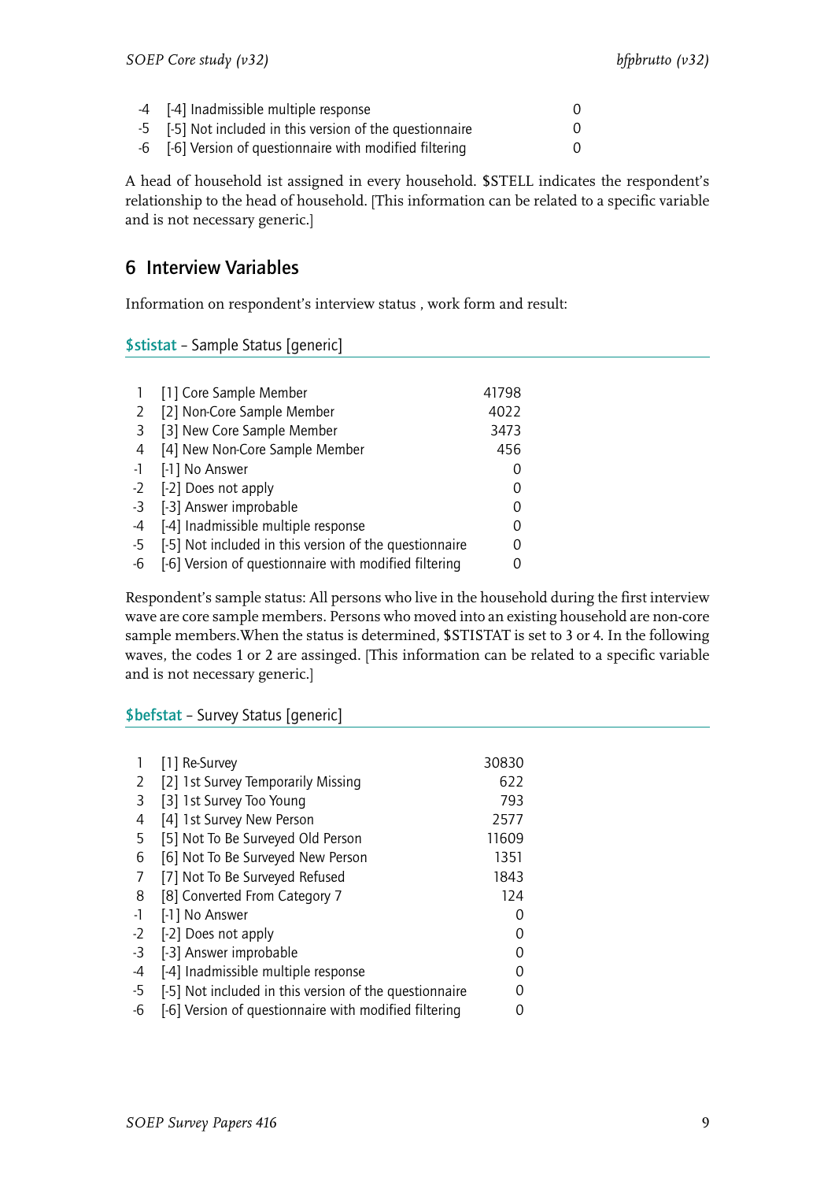| | | |
|---|---|---|
| -4 | [-4] Inadmissible multiple response | 0 |
| -5 | [-5] Not included in this version of the questionnaire | 0 |
| -6 | [-6] Version of questionnaire with modified filtering | 0 |

A head of household ist assigned in every household. $STELL indicates the respondent's relationship to the head of household. [This information can be related to a specific variable and is not necessary generic.]

## 6 Interview Variables

Information on respondent's interview status , work form and result:

### $stistat – Sample Status [generic]

| | | |
|---|---|---|
| 1 | [1] Core Sample Member | 41798 |
| 2 | [2] Non-Core Sample Member | 4022 |
| 3 | [3] New Core Sample Member | 3473 |
| 4 | [4] New Non-Core Sample Member | 456 |
| -1 | [-1] No Answer | 0 |
| -2 | [-2] Does not apply | 0 |
| -3 | [-3] Answer improbable | 0 |
| -4 | [-4] Inadmissible multiple response | 0 |
| -5 | [-5] Not included in this version of the questionnaire | 0 |
| -6 | [-6] Version of questionnaire with modified filtering | 0 |

Respondent's sample status: All persons who live in the household during the first interview wave are core sample members. Persons who moved into an existing household are non-core sample members.When the status is determined, $STISTAT is set to 3 or 4. In the following waves, the codes 1 or 2 are assinged. [This information can be related to a specific variable and is not necessary generic.]

### $befstat – Survey Status [generic]

| | | |
|---|---|---|
| 1 | [1] Re-Survey | 30830 |
| 2 | [2] 1st Survey Temporarily Missing | 622 |
| 3 | [3] 1st Survey Too Young | 793 |
| 4 | [4] 1st Survey New Person | 2577 |
| 5 | [5] Not To Be Surveyed Old Person | 11609 |
| 6 | [6] Not To Be Surveyed New Person | 1351 |
| 7 | [7] Not To Be Surveyed Refused | 1843 |
| 8 | [8] Converted From Category 7 | 124 |
| -1 | [-1] No Answer | 0 |
| -2 | [-2] Does not apply | 0 |
| -3 | [-3] Answer improbable | 0 |
| -4 | [-4] Inadmissible multiple response | 0 |
| -5 | [-5] Not included in this version of the questionnaire | 0 |
| -6 | [-6] Version of questionnaire with modified filtering | 0 |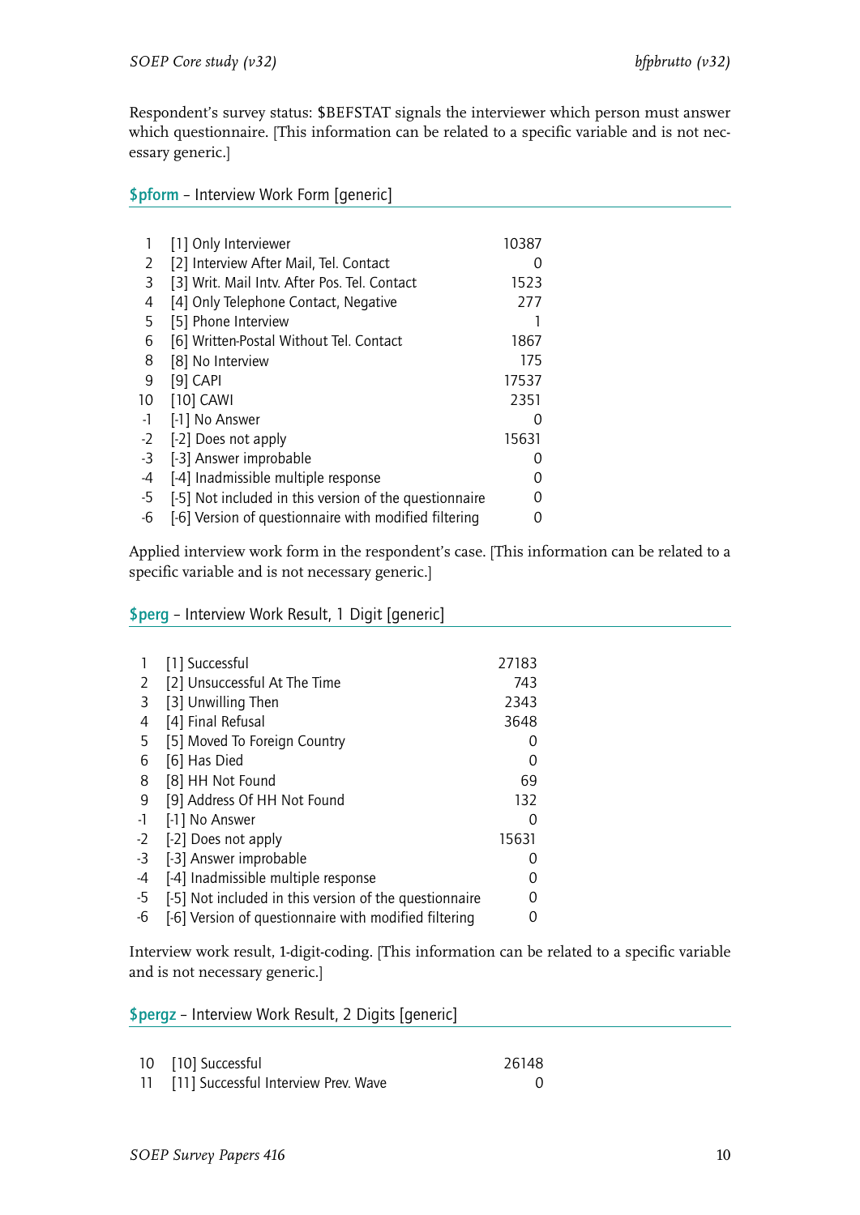Respondent's survey status: $BEFSTAT signals the interviewer which person must answer which questionnaire. [This information can be related to a specific variable and is not necessary generic.]

### $pform – Interview Work Form [generic]

| | | |
|---|---|---|
| 1 | [1] Only Interviewer | 10387 |
| 2 | [2] Interview After Mail, Tel. Contact | 0 |
| 3 | [3] Writ. Mail Intv. After Pos. Tel. Contact | 1523 |
| 4 | [4] Only Telephone Contact, Negative | 277 |
| 5 | [5] Phone Interview | 1 |
| 6 | [6] Written-Postal Without Tel. Contact | 1867 |
| 8 | [8] No Interview | 175 |
| 9 | [9] CAPI | 17537 |
| 10 | [10] CAWI | 2351 |
| -1 | [-1] No Answer | 0 |
| -2 | [-2] Does not apply | 15631 |
| -3 | [-3] Answer improbable | 0 |
| -4 | [-4] Inadmissible multiple response | 0 |
| -5 | [-5] Not included in this version of the questionnaire | 0 |
| -6 | [-6] Version of questionnaire with modified filtering | 0 |

Applied interview work form in the respondent's case. [This information can be related to a specific variable and is not necessary generic.]

### $perg – Interview Work Result, 1 Digit [generic]

| | | |
|---|---|---|
| 1 | [1] Successful | 27183 |
| 2 | [2] Unsuccessful At The Time | 743 |
| 3 | [3] Unwilling Then | 2343 |
| 4 | [4] Final Refusal | 3648 |
| 5 | [5] Moved To Foreign Country | 0 |
| 6 | [6] Has Died | 0 |
| 8 | [8] HH Not Found | 69 |
| 9 | [9] Address Of HH Not Found | 132 |
| -1 | [-1] No Answer | 0 |
| -2 | [-2] Does not apply | 15631 |
| -3 | [-3] Answer improbable | 0 |
| -4 | [-4] Inadmissible multiple response | 0 |
| -5 | [-5] Not included in this version of the questionnaire | 0 |
| -6 | [-6] Version of questionnaire with modified filtering | 0 |

Interview work result, 1-digit-coding. [This information can be related to a specific variable and is not necessary generic.]

### $pergz – Interview Work Result, 2 Digits [generic]

| | | |
|---|---|---|
| 10 | [10] Successful | 26148 |
| 11 | [11] Successful Interview Prev. Wave | 0 |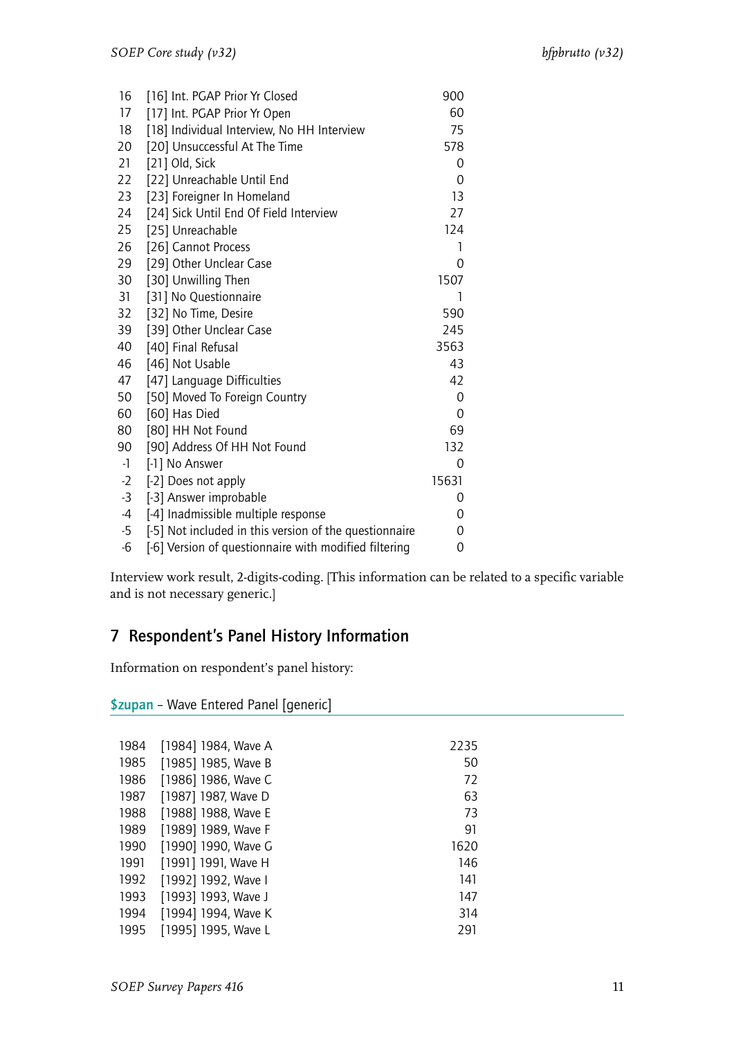| | | |
|---|---|---|
| 16 | [16] Int. PGAP Prior Yr Closed | 900 |
| 17 | [17] Int. PGAP Prior Yr Open | 60 |
| 18 | [18] Individual Interview, No HH Interview | 75 |
| 20 | [20] Unsuccessful At The Time | 578 |
| 21 | [21] Old, Sick | 0 |
| 22 | [22] Unreachable Until End | 0 |
| 23 | [23] Foreigner In Homeland | 13 |
| 24 | [24] Sick Until End Of Field Interview | 27 |
| 25 | [25] Unreachable | 124 |
| 26 | [26] Cannot Process | 1 |
| 29 | [29] Other Unclear Case | 0 |
| 30 | [30] Unwilling Then | 1507 |
| 31 | [31] No Questionnaire | 1 |
| 32 | [32] No Time, Desire | 590 |
| 39 | [39] Other Unclear Case | 245 |
| 40 | [40] Final Refusal | 3563 |
| 46 | [46] Not Usable | 43 |
| 47 | [47] Language Difficulties | 42 |
| 50 | [50] Moved To Foreign Country | 0 |
| 60 | [60] Has Died | 0 |
| 80 | [80] HH Not Found | 69 |
| 90 | [90] Address Of HH Not Found | 132 |
| -1 | [-1] No Answer | 0 |
| -2 | [-2] Does not apply | 15631 |
| -3 | [-3] Answer improbable | 0 |
| -4 | [-4] Inadmissible multiple response | 0 |
| -5 | [-5] Not included in this version of the questionnaire | 0 |
| -6 | [-6] Version of questionnaire with modified filtering | 0 |

Interview work result, 2-digits-coding. [This information can be related to a specific variable and is not necessary generic.]

## 7 Respondent's Panel History Information

Information on respondent's panel history:

**$zupan** – Wave Entered Panel [generic]

| | | |
|---|---|---|
| 1984 | [1984] 1984, Wave A | 2235 |
| 1985 | [1985] 1985, Wave B | 50 |
| 1986 | [1986] 1986, Wave C | 72 |
| 1987 | [1987] 1987, Wave D | 63 |
| 1988 | [1988] 1988, Wave E | 73 |
| 1989 | [1989] 1989, Wave F | 91 |
| 1990 | [1990] 1990, Wave G | 1620 |
| 1991 | [1991] 1991, Wave H | 146 |
| 1992 | [1992] 1992, Wave I | 141 |
| 1993 | [1993] 1993, Wave J | 147 |
| 1994 | [1994] 1994, Wave K | 314 |
| 1995 | [1995] 1995, Wave L | 291 |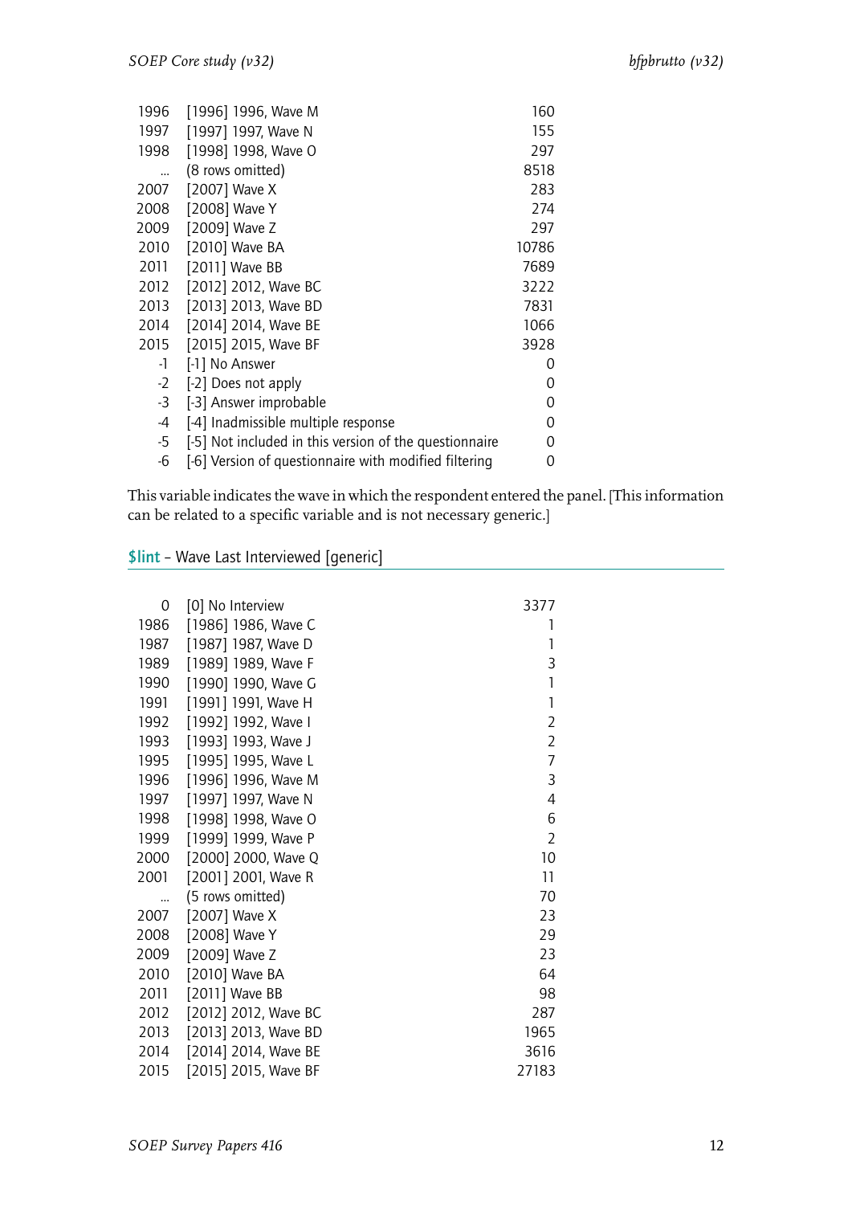| | | |
|---|---|---|
| 1996 | [1996] 1996, Wave M | 160 |
| 1997 | [1997] 1997, Wave N | 155 |
| 1998 | [1998] 1998, Wave O | 297 |
| ... | (8 rows omitted) | 8518 |
| 2007 | [2007] Wave X | 283 |
| 2008 | [2008] Wave Y | 274 |
| 2009 | [2009] Wave Z | 297 |
| 2010 | [2010] Wave BA | 10786 |
| 2011 | [2011] Wave BB | 7689 |
| 2012 | [2012] 2012, Wave BC | 3222 |
| 2013 | [2013] 2013, Wave BD | 7831 |
| 2014 | [2014] 2014, Wave BE | 1066 |
| 2015 | [2015] 2015, Wave BF | 3928 |
| -1 | [-1] No Answer | 0 |
| -2 | [-2] Does not apply | 0 |
| -3 | [-3] Answer improbable | 0 |
| -4 | [-4] Inadmissible multiple response | 0 |
| -5 | [-5] Not included in this version of the questionnaire | 0 |
| -6 | [-6] Version of questionnaire with modified filtering | 0 |

This variable indicates the wave in which the respondent entered the panel. [This information can be related to a specific variable and is not necessary generic.]

## $lint – Wave Last Interviewed [generic]

| | | |
|---|---|---|
| 0 | [0] No Interview | 3377 |
| 1986 | [1986] 1986, Wave C | 1 |
| 1987 | [1987] 1987, Wave D | 1 |
| 1989 | [1989] 1989, Wave F | 3 |
| 1990 | [1990] 1990, Wave G | 1 |
| 1991 | [1991] 1991, Wave H | 1 |
| 1992 | [1992] 1992, Wave I | 2 |
| 1993 | [1993] 1993, Wave J | 2 |
| 1995 | [1995] 1995, Wave L | 7 |
| 1996 | [1996] 1996, Wave M | 3 |
| 1997 | [1997] 1997, Wave N | 4 |
| 1998 | [1998] 1998, Wave O | 6 |
| 1999 | [1999] 1999, Wave P | 2 |
| 2000 | [2000] 2000, Wave Q | 10 |
| 2001 | [2001] 2001, Wave R | 11 |
| ... | (5 rows omitted) | 70 |
| 2007 | [2007] Wave X | 23 |
| 2008 | [2008] Wave Y | 29 |
| 2009 | [2009] Wave Z | 23 |
| 2010 | [2010] Wave BA | 64 |
| 2011 | [2011] Wave BB | 98 |
| 2012 | [2012] 2012, Wave BC | 287 |
| 2013 | [2013] 2013, Wave BD | 1965 |
| 2014 | [2014] 2014, Wave BE | 3616 |
| 2015 | [2015] 2015, Wave BF | 27183 |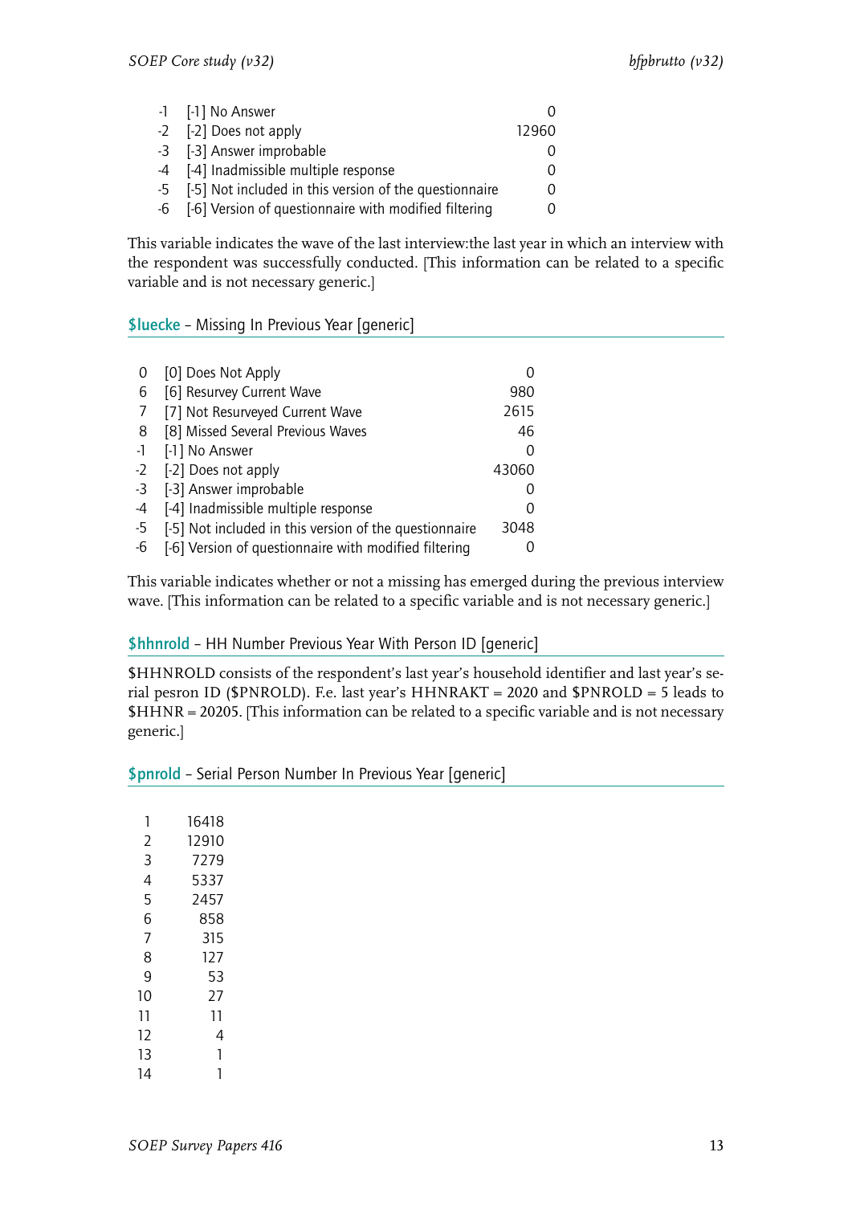| | | |
|---|---|---|
| -1 | [-1] No Answer | 0 |
| -2 | [-2] Does not apply | 12960 |
| -3 | [-3] Answer improbable | 0 |
| -4 | [-4] Inadmissible multiple response | 0 |
| -5 | [-5] Not included in this version of the questionnaire | 0 |
| -6 | [-6] Version of questionnaire with modified filtering | 0 |

This variable indicates the wave of the last interview:the last year in which an interview with the respondent was successfully conducted. [This information can be related to a specific variable and is not necessary generic.]

### $luecke – Missing In Previous Year [generic]

| | | |
|---|---|---|
| 0 | [0] Does Not Apply | 0 |
| 6 | [6] Resurvey Current Wave | 980 |
| 7 | [7] Not Resurveyed Current Wave | 2615 |
| 8 | [8] Missed Several Previous Waves | 46 |
| -1 | [-1] No Answer | 0 |
| -2 | [-2] Does not apply | 43060 |
| -3 | [-3] Answer improbable | 0 |
| -4 | [-4] Inadmissible multiple response | 0 |
| -5 | [-5] Not included in this version of the questionnaire | 3048 |
| -6 | [-6] Version of questionnaire with modified filtering | 0 |

This variable indicates whether or not a missing has emerged during the previous interview wave. [This information can be related to a specific variable and is not necessary generic.]

### $hhnrold – HH Number Previous Year With Person ID [generic]

$HHNROLD consists of the respondent's last year's household identifier and last year's serial pesron ID ($PNROLD). F.e. last year's HHNRAKT = 2020 and $PNROLD = 5 leads to $HHNR = 20205. [This information can be related to a specific variable and is not necessary generic.]

### $pnrold – Serial Person Number In Previous Year [generic]

| | |
|---|---|
| 1 | 16418 |
| 2 | 12910 |
| 3 | 7279 |
| 4 | 5337 |
| 5 | 2457 |
| 6 | 858 |
| 7 | 315 |
| 8 | 127 |
| 9 | 53 |
| 10 | 27 |
| 11 | 11 |
| 12 | 4 |
| 13 | 1 |
| 14 | 1 |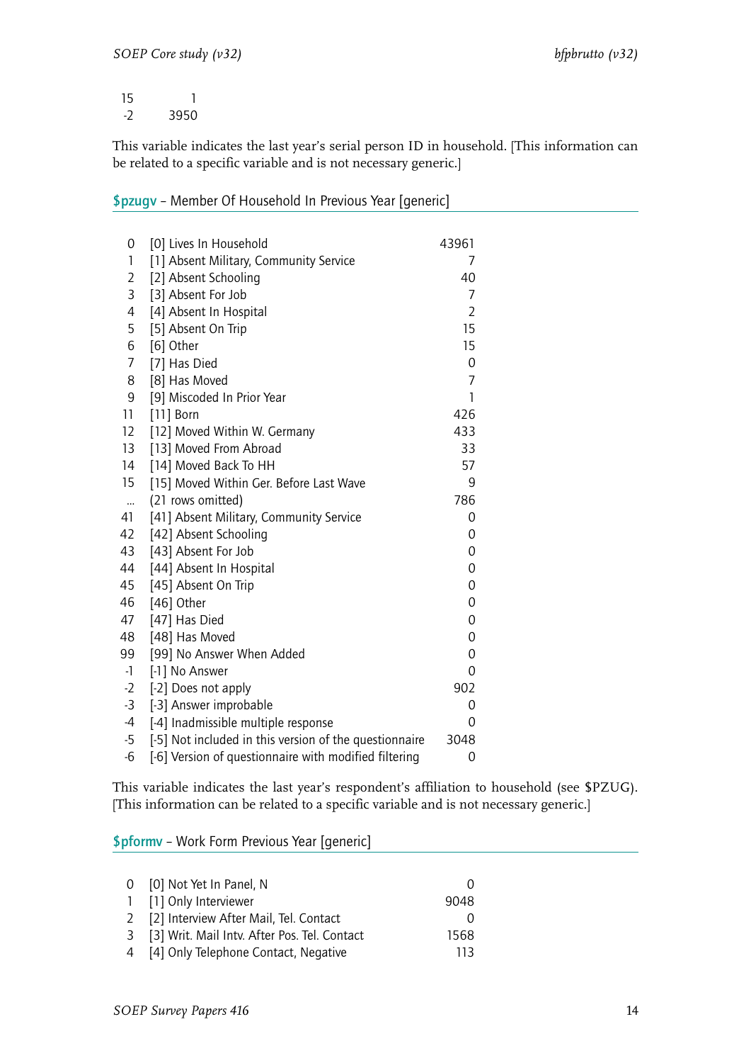| | |
|---|---|
| 15 | 1 |
| -2 | 3950 |

This variable indicates the last year's serial person ID in household. [This information can be related to a specific variable and is not necessary generic.]

## $pzugv – Member Of Household In Previous Year [generic]

| | | |
|---|---|---|
| 0 | [0] Lives In Household | 43961 |
| 1 | [1] Absent Military, Community Service | 7 |
| 2 | [2] Absent Schooling | 40 |
| 3 | [3] Absent For Job | 7 |
| 4 | [4] Absent In Hospital | 2 |
| 5 | [5] Absent On Trip | 15 |
| 6 | [6] Other | 15 |
| 7 | [7] Has Died | 0 |
| 8 | [8] Has Moved | 7 |
| 9 | [9] Miscoded In Prior Year | 1 |
| 11 | [11] Born | 426 |
| 12 | [12] Moved Within W. Germany | 433 |
| 13 | [13] Moved From Abroad | 33 |
| 14 | [14] Moved Back To HH | 57 |
| 15 | [15] Moved Within Ger. Before Last Wave | 9 |
| ... | (21 rows omitted) | 786 |
| 41 | [41] Absent Military, Community Service | 0 |
| 42 | [42] Absent Schooling | 0 |
| 43 | [43] Absent For Job | 0 |
| 44 | [44] Absent In Hospital | 0 |
| 45 | [45] Absent On Trip | 0 |
| 46 | [46] Other | 0 |
| 47 | [47] Has Died | 0 |
| 48 | [48] Has Moved | 0 |
| 99 | [99] No Answer When Added | 0 |
| -1 | [-1] No Answer | 0 |
| -2 | [-2] Does not apply | 902 |
| -3 | [-3] Answer improbable | 0 |
| -4 | [-4] Inadmissible multiple response | 0 |
| -5 | [-5] Not included in this version of the questionnaire | 3048 |
| -6 | [-6] Version of questionnaire with modified filtering | 0 |

This variable indicates the last year's respondent's affiliation to household (see $PZUG). [This information can be related to a specific variable and is not necessary generic.]

## $pformv – Work Form Previous Year [generic]

| | | |
|---|---|---|
| 0 | [0] Not Yet In Panel, N | 0 |
| 1 | [1] Only Interviewer | 9048 |
| 2 | [2] Interview After Mail, Tel. Contact | 0 |
| 3 | [3] Writ. Mail Intv. After Pos. Tel. Contact | 1568 |
| 4 | [4] Only Telephone Contact, Negative | 113 |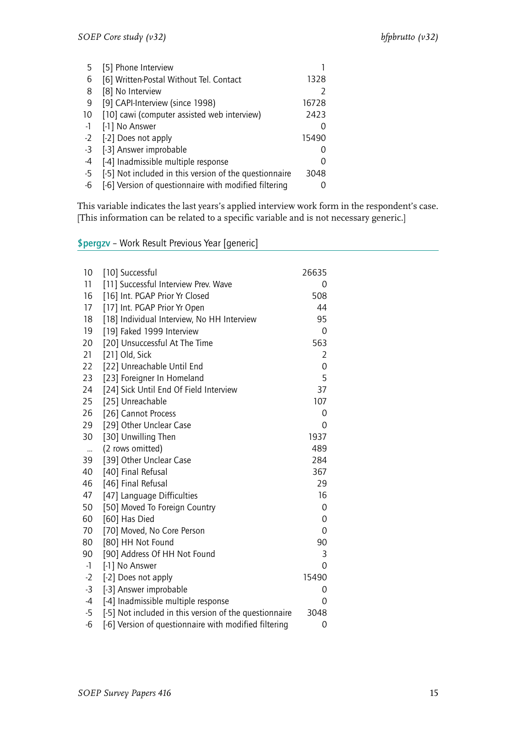| | | |
|---|---|---|
| 5 | [5] Phone Interview | 1 |
| 6 | [6] Written-Postal Without Tel. Contact | 1328 |
| 8 | [8] No Interview | 2 |
| 9 | [9] CAPI-Interview (since 1998) | 16728 |
| 10 | [10] cawi (computer assisted web interview) | 2423 |
| -1 | [-1] No Answer | 0 |
| -2 | [-2] Does not apply | 15490 |
| -3 | [-3] Answer improbable | 0 |
| -4 | [-4] Inadmissible multiple response | 0 |
| -5 | [-5] Not included in this version of the questionnaire | 3048 |
| -6 | [-6] Version of questionnaire with modified filtering | 0 |

This variable indicates the last years's applied interview work form in the respondent's case. [This information can be related to a specific variable and is not necessary generic.]

### $pergzv – Work Result Previous Year [generic]

| | | |
|---|---|---|
| 10 | [10] Successful | 26635 |
| 11 | [11] Successful Interview Prev. Wave | 0 |
| 16 | [16] Int. PGAP Prior Yr Closed | 508 |
| 17 | [17] Int. PGAP Prior Yr Open | 44 |
| 18 | [18] Individual Interview, No HH Interview | 95 |
| 19 | [19] Faked 1999 Interview | 0 |
| 20 | [20] Unsuccessful At The Time | 563 |
| 21 | [21] Old, Sick | 2 |
| 22 | [22] Unreachable Until End | 0 |
| 23 | [23] Foreigner In Homeland | 5 |
| 24 | [24] Sick Until End Of Field Interview | 37 |
| 25 | [25] Unreachable | 107 |
| 26 | [26] Cannot Process | 0 |
| 29 | [29] Other Unclear Case | 0 |
| 30 | [30] Unwilling Then | 1937 |
| ... | (2 rows omitted) | 489 |
| 39 | [39] Other Unclear Case | 284 |
| 40 | [40] Final Refusal | 367 |
| 46 | [46] Final Refusal | 29 |
| 47 | [47] Language Difficulties | 16 |
| 50 | [50] Moved To Foreign Country | 0 |
| 60 | [60] Has Died | 0 |
| 70 | [70] Moved, No Core Person | 0 |
| 80 | [80] HH Not Found | 90 |
| 90 | [90] Address Of HH Not Found | 3 |
| -1 | [-1] No Answer | 0 |
| -2 | [-2] Does not apply | 15490 |
| -3 | [-3] Answer improbable | 0 |
| -4 | [-4] Inadmissible multiple response | 0 |
| -5 | [-5] Not included in this version of the questionnaire | 3048 |
| -6 | [-6] Version of questionnaire with modified filtering | 0 |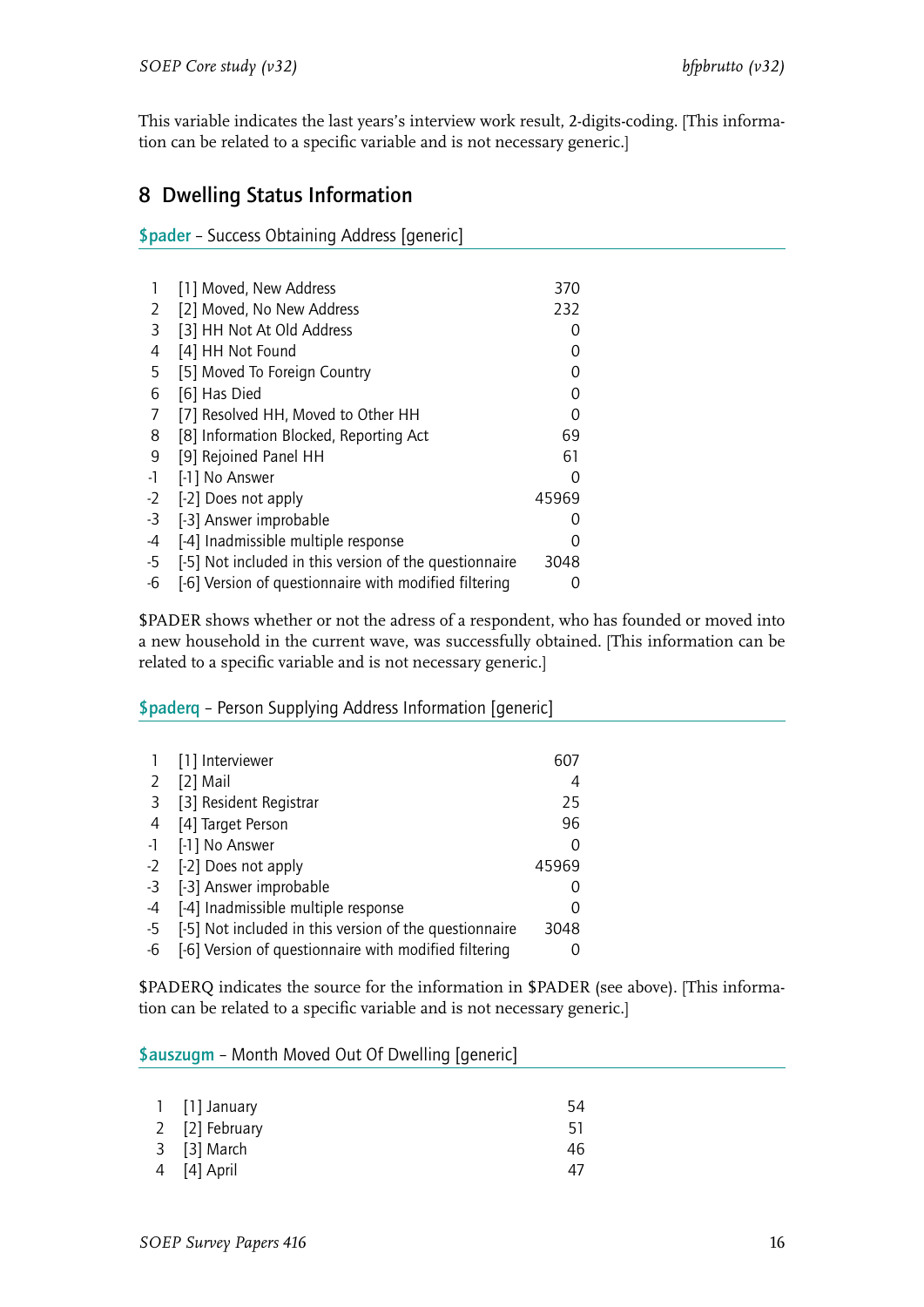This variable indicates the last years's interview work result, 2-digits-coding. [This information can be related to a specific variable and is not necessary generic.]

## 8 Dwelling Status Information

### $pader – Success Obtaining Address [generic]

| | | |
|---|---|---|
| 1 | [1] Moved, New Address | 370 |
| 2 | [2] Moved, No New Address | 232 |
| 3 | [3] HH Not At Old Address | 0 |
| 4 | [4] HH Not Found | 0 |
| 5 | [5] Moved To Foreign Country | 0 |
| 6 | [6] Has Died | 0 |
| 7 | [7] Resolved HH, Moved to Other HH | 0 |
| 8 | [8] Information Blocked, Reporting Act | 69 |
| 9 | [9] Rejoined Panel HH | 61 |
| -1 | [-1] No Answer | 0 |
| -2 | [-2] Does not apply | 45969 |
| -3 | [-3] Answer improbable | 0 |
| -4 | [-4] Inadmissible multiple response | 0 |
| -5 | [-5] Not included in this version of the questionnaire | 3048 |
| -6 | [-6] Version of questionnaire with modified filtering | 0 |

$PADER shows whether or not the adress of a respondent, who has founded or moved into a new household in the current wave, was successfully obtained. [This information can be related to a specific variable and is not necessary generic.]

### $paderq – Person Supplying Address Information [generic]

| | | |
|---|---|---|
| 1 | [1] Interviewer | 607 |
| 2 | [2] Mail | 4 |
| 3 | [3] Resident Registrar | 25 |
| 4 | [4] Target Person | 96 |
| -1 | [-1] No Answer | 0 |
| -2 | [-2] Does not apply | 45969 |
| -3 | [-3] Answer improbable | 0 |
| -4 | [-4] Inadmissible multiple response | 0 |
| -5 | [-5] Not included in this version of the questionnaire | 3048 |
| -6 | [-6] Version of questionnaire with modified filtering | 0 |

$PADERQ indicates the source for the information in $PADER (see above). [This information can be related to a specific variable and is not necessary generic.]

### $auszugm – Month Moved Out Of Dwelling [generic]

| | | |
|---|---|---|
| 1 | [1] January | 54 |
| 2 | [2] February | 51 |
| 3 | [3] March | 46 |
| 4 | [4] April | 47 |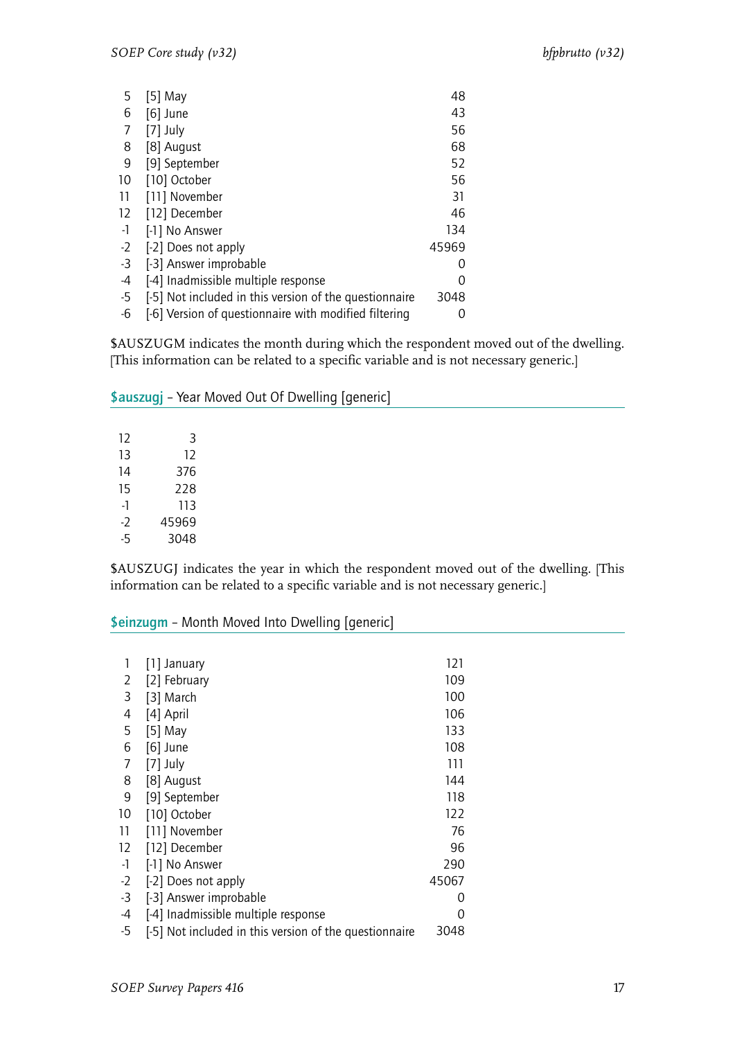| | | |
|---|---|---|
| 5 | [5] May | 48 |
| 6 | [6] June | 43 |
| 7 | [7] July | 56 |
| 8 | [8] August | 68 |
| 9 | [9] September | 52 |
| 10 | [10] October | 56 |
| 11 | [11] November | 31 |
| 12 | [12] December | 46 |
| -1 | [-1] No Answer | 134 |
| -2 | [-2] Does not apply | 45969 |
| -3 | [-3] Answer improbable | 0 |
| -4 | [-4] Inadmissible multiple response | 0 |
| -5 | [-5] Not included in this version of the questionnaire | 3048 |
| -6 | [-6] Version of questionnaire with modified filtering | 0 |

$AUSZUGM indicates the month during which the respondent moved out of the dwelling. [This information can be related to a specific variable and is not necessary generic.]

## $auszugj – Year Moved Out Of Dwelling [generic]

| | |
|---|---|
| 12 | 3 |
| 13 | 12 |
| 14 | 376 |
| 15 | 228 |
| -1 | 113 |
| -2 | 45969 |
| -5 | 3048 |

$AUSZUGJ indicates the year in which the respondent moved out of the dwelling. [This information can be related to a specific variable and is not necessary generic.]

## $einzugm – Month Moved Into Dwelling [generic]

| | | |
|---|---|---|
| 1 | [1] January | 121 |
| 2 | [2] February | 109 |
| 3 | [3] March | 100 |
| 4 | [4] April | 106 |
| 5 | [5] May | 133 |
| 6 | [6] June | 108 |
| 7 | [7] July | 111 |
| 8 | [8] August | 144 |
| 9 | [9] September | 118 |
| 10 | [10] October | 122 |
| 11 | [11] November | 76 |
| 12 | [12] December | 96 |
| -1 | [-1] No Answer | 290 |
| -2 | [-2] Does not apply | 45067 |
| -3 | [-3] Answer improbable | 0 |
| -4 | [-4] Inadmissible multiple response | 0 |
| -5 | [-5] Not included in this version of the questionnaire | 3048 |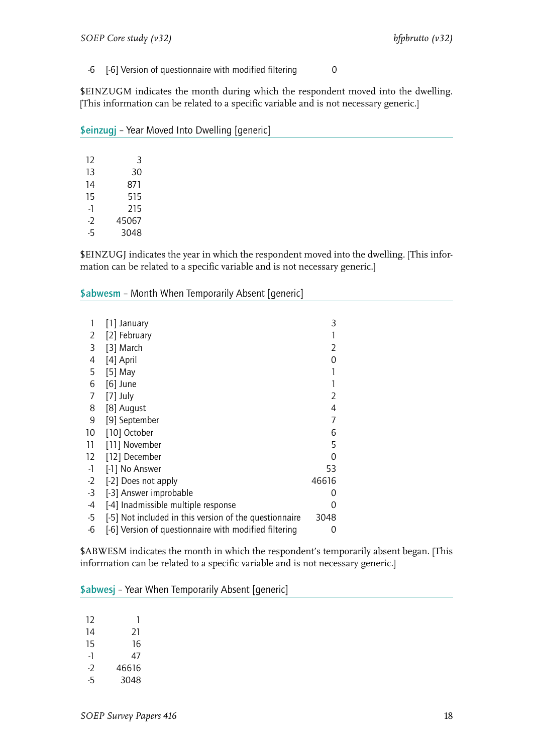| | | |
|---|---|---|
| -6 | [-6] Version of questionnaire with modified filtering | 0 |

$EINZUGM indicates the month during which the respondent moved into the dwelling. [This information can be related to a specific variable and is not necessary generic.]

## $einzugj – Year Moved Into Dwelling [generic]

| | |
|---|---|
| 12 | 3 |
| 13 | 30 |
| 14 | 871 |
| 15 | 515 |
| -1 | 215 |
| -2 | 45067 |
| -5 | 3048 |

$EINZUGJ indicates the year in which the respondent moved into the dwelling. [This information can be related to a specific variable and is not necessary generic.]

## $abwesm – Month When Temporarily Absent [generic]

| | | |
|---|---|---|
| 1 | [1] January | 3 |
| 2 | [2] February | 1 |
| 3 | [3] March | 2 |
| 4 | [4] April | 0 |
| 5 | [5] May | 1 |
| 6 | [6] June | 1 |
| 7 | [7] July | 2 |
| 8 | [8] August | 4 |
| 9 | [9] September | 7 |
| 10 | [10] October | 6 |
| 11 | [11] November | 5 |
| 12 | [12] December | 0 |
| -1 | [-1] No Answer | 53 |
| -2 | [-2] Does not apply | 46616 |
| -3 | [-3] Answer improbable | 0 |
| -4 | [-4] Inadmissible multiple response | 0 |
| -5 | [-5] Not included in this version of the questionnaire | 3048 |
| -6 | [-6] Version of questionnaire with modified filtering | 0 |

$ABWESM indicates the month in which the respondent's temporarily absent began. [This information can be related to a specific variable and is not necessary generic.]

## $abwesj – Year When Temporarily Absent [generic]

| | |
|---|---|
| 12 | 1 |
| 14 | 21 |
| 15 | 16 |
| -1 | 47 |
| -2 | 46616 |
| -5 | 3048 |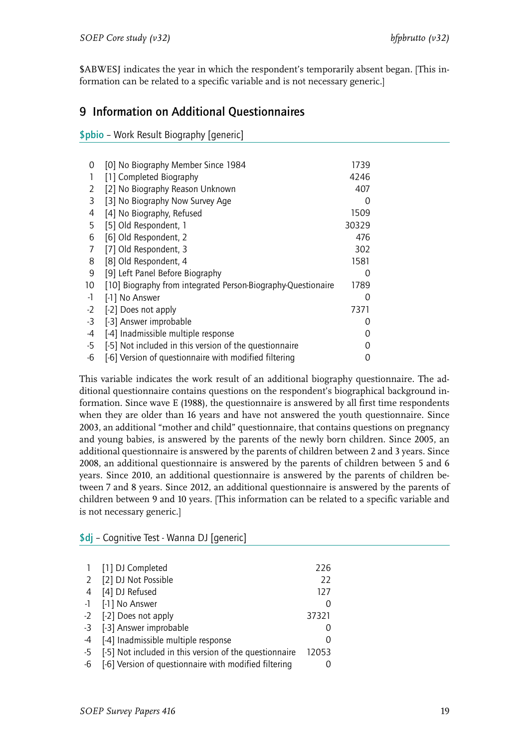$ABWESJ indicates the year in which the respondent's temporarily absent began. [This information can be related to a specific variable and is not necessary generic.]

## 9 Information on Additional Questionnaires

**$pbio** – Work Result Biography [generic]

| | | |
|---|---|---|
| 0 | [0] No Biography Member Since 1984 | 1739 |
| 1 | [1] Completed Biography | 4246 |
| 2 | [2] No Biography Reason Unknown | 407 |
| 3 | [3] No Biography Now Survey Age | 0 |
| 4 | [4] No Biography, Refused | 1509 |
| 5 | [5] Old Respondent, 1 | 30329 |
| 6 | [6] Old Respondent, 2 | 476 |
| 7 | [7] Old Respondent, 3 | 302 |
| 8 | [8] Old Respondent, 4 | 1581 |
| 9 | [9] Left Panel Before Biography | 0 |
| 10 | [10] Biography from integrated Person-Biography-Questionaire | 1789 |
| -1 | [-1] No Answer | 0 |
| -2 | [-2] Does not apply | 7371 |
| -3 | [-3] Answer improbable | 0 |
| -4 | [-4] Inadmissible multiple response | 0 |
| -5 | [-5] Not included in this version of the questionnaire | 0 |
| -6 | [-6] Version of questionnaire with modified filtering | 0 |

This variable indicates the work result of an additional biography questionnaire. The additional questionnaire contains questions on the respondent's biographical background information. Since wave E (1988), the questionnaire is answered by all first time respondents when they are older than 16 years and have not answered the youth questionnaire. Since 2003, an additional "mother and child" questionnaire, that contains questions on pregnancy and young babies, is answered by the parents of the newly born children. Since 2005, an additional questionnaire is answered by the parents of children between 2 and 3 years. Since 2008, an additional questionnaire is answered by the parents of children between 5 and 6 years. Since 2010, an additional questionnaire is answered by the parents of children between 7 and 8 years. Since 2012, an additional questionnaire is answered by the parents of children between 9 and 10 years. [This information can be related to a specific variable and is not necessary generic.]

**$dj** – Cognitive Test - Wanna DJ [generic]

| | | |
|---|---|---|
| 1 | [1] DJ Completed | 226 |
| 2 | [2] DJ Not Possible | 22 |
| 4 | [4] DJ Refused | 127 |
| -1 | [-1] No Answer | 0 |
| -2 | [-2] Does not apply | 37321 |
| -3 | [-3] Answer improbable | 0 |
| -4 | [-4] Inadmissible multiple response | 0 |
| -5 | [-5] Not included in this version of the questionnaire | 12053 |
| -6 | [-6] Version of questionnaire with modified filtering | 0 |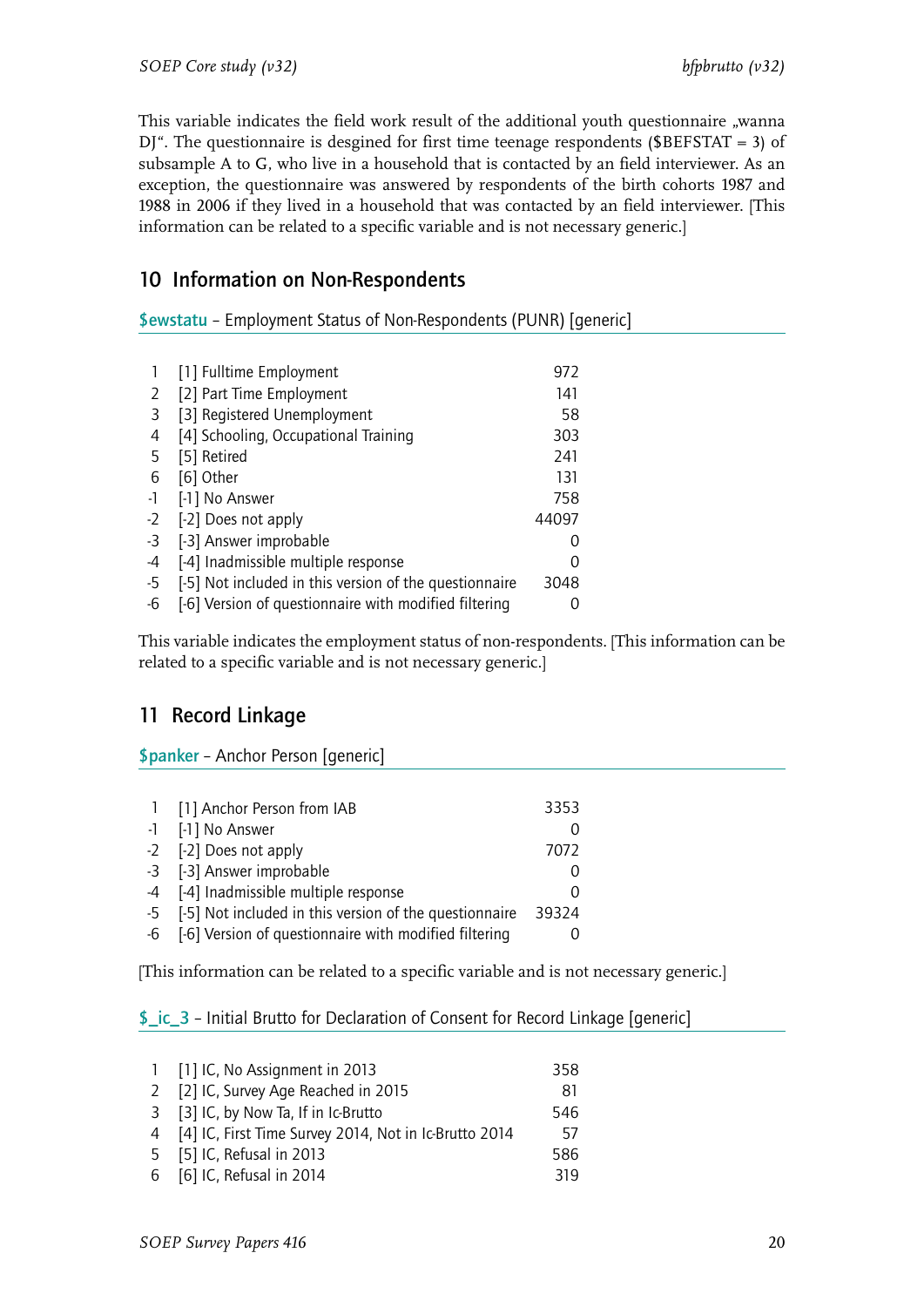This variable indicates the field work result of the additional youth questionnaire „wanna DJ“. The questionnaire is desgined for first time teenage respondents ($BEFSTAT = 3) of subsample A to G, who live in a household that is contacted by an field interviewer. As an exception, the questionnaire was answered by respondents of the birth cohorts 1987 and 1988 in 2006 if they lived in a household that was contacted by an field interviewer. [This information can be related to a specific variable and is not necessary generic.]

## 10 Information on Non-Respondents

### $ewstatu – Employment Status of Non-Respondents (PUNR) [generic]

| | | |
|---|---|---|
| 1 | [1] Fulltime Employment | 972 |
| 2 | [2] Part Time Employment | 141 |
| 3 | [3] Registered Unemployment | 58 |
| 4 | [4] Schooling, Occupational Training | 303 |
| 5 | [5] Retired | 241 |
| 6 | [6] Other | 131 |
| -1 | [-1] No Answer | 758 |
| -2 | [-2] Does not apply | 44097 |
| -3 | [-3] Answer improbable | 0 |
| -4 | [-4] Inadmissible multiple response | 0 |
| -5 | [-5] Not included in this version of the questionnaire | 3048 |
| -6 | [-6] Version of questionnaire with modified filtering | 0 |

This variable indicates the employment status of non-respondents. [This information can be related to a specific variable and is not necessary generic.]

## 11 Record Linkage

### $panker – Anchor Person [generic]

| | | |
|---|---|---|
| 1 | [1] Anchor Person from IAB | 3353 |
| -1 | [-1] No Answer | 0 |
| -2 | [-2] Does not apply | 7072 |
| -3 | [-3] Answer improbable | 0 |
| -4 | [-4] Inadmissible multiple response | 0 |
| -5 | [-5] Not included in this version of the questionnaire | 39324 |
| -6 | [-6] Version of questionnaire with modified filtering | 0 |

[This information can be related to a specific variable and is not necessary generic.]

### $_ic_3 – Initial Brutto for Declaration of Consent for Record Linkage [generic]

| | | |
|---|---|---|
| 1 | [1] IC, No Assignment in 2013 | 358 |
| 2 | [2] IC, Survey Age Reached in 2015 | 81 |
| 3 | [3] IC, by Now Ta, If in Ic-Brutto | 546 |
| 4 | [4] IC, First Time Survey 2014, Not in Ic-Brutto 2014 | 57 |
| 5 | [5] IC, Refusal in 2013 | 586 |
| 6 | [6] IC, Refusal in 2014 | 319 |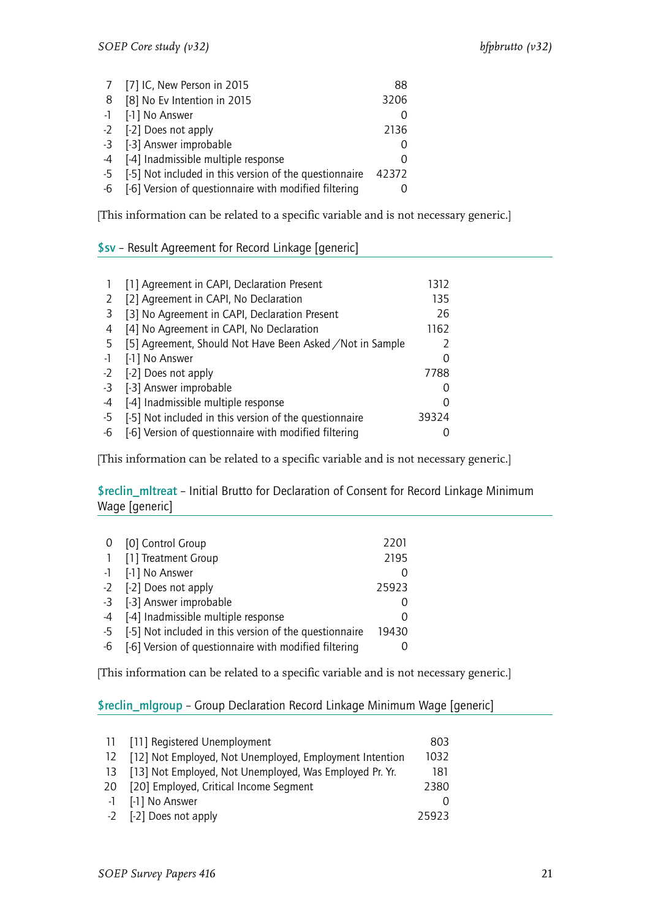| | | |
|---|---|---|
| 7 | [7] IC, New Person in 2015 | 88 |
| 8 | [8] No Ev Intention in 2015 | 3206 |
| -1 | [-1] No Answer | 0 |
| -2 | [-2] Does not apply | 2136 |
| -3 | [-3] Answer improbable | 0 |
| -4 | [-4] Inadmissible multiple response | 0 |
| -5 | [-5] Not included in this version of the questionnaire | 42372 |
| -6 | [-6] Version of questionnaire with modified filtering | 0 |

[This information can be related to a specific variable and is not necessary generic.]

### $sv – Result Agreement for Record Linkage [generic]

| | | |
|---|---|---|
| 1 | [1] Agreement in CAPI, Declaration Present | 1312 |
| 2 | [2] Agreement in CAPI, No Declaration | 135 |
| 3 | [3] No Agreement in CAPI, Declaration Present | 26 |
| 4 | [4] No Agreement in CAPI, No Declaration | 1162 |
| 5 | [5] Agreement, Should Not Have Been Asked / Not in Sample | 2 |
| -1 | [-1] No Answer | 0 |
| -2 | [-2] Does not apply | 7788 |
| -3 | [-3] Answer improbable | 0 |
| -4 | [-4] Inadmissible multiple response | 0 |
| -5 | [-5] Not included in this version of the questionnaire | 39324 |
| -6 | [-6] Version of questionnaire with modified filtering | 0 |

[This information can be related to a specific variable and is not necessary generic.]

### $reclin_mltreat – Initial Brutto for Declaration of Consent for Record Linkage Minimum Wage [generic]

| | | |
|---|---|---|
| 0 | [0] Control Group | 2201 |
| 1 | [1] Treatment Group | 2195 |
| -1 | [-1] No Answer | 0 |
| -2 | [-2] Does not apply | 25923 |
| -3 | [-3] Answer improbable | 0 |
| -4 | [-4] Inadmissible multiple response | 0 |
| -5 | [-5] Not included in this version of the questionnaire | 19430 |
| -6 | [-6] Version of questionnaire with modified filtering | 0 |

[This information can be related to a specific variable and is not necessary generic.]

### $reclin_mlgroup – Group Declaration Record Linkage Minimum Wage [generic]

| | | |
|---|---|---|
| 11 | [11] Registered Unemployment | 803 |
| 12 | [12] Not Employed, Not Unemployed, Employment Intention | 1032 |
| 13 | [13] Not Employed, Not Unemployed, Was Employed Pr. Yr. | 181 |
| 20 | [20] Employed, Critical Income Segment | 2380 |
| -1 | [-1] No Answer | 0 |
| -2 | [-2] Does not apply | 25923 |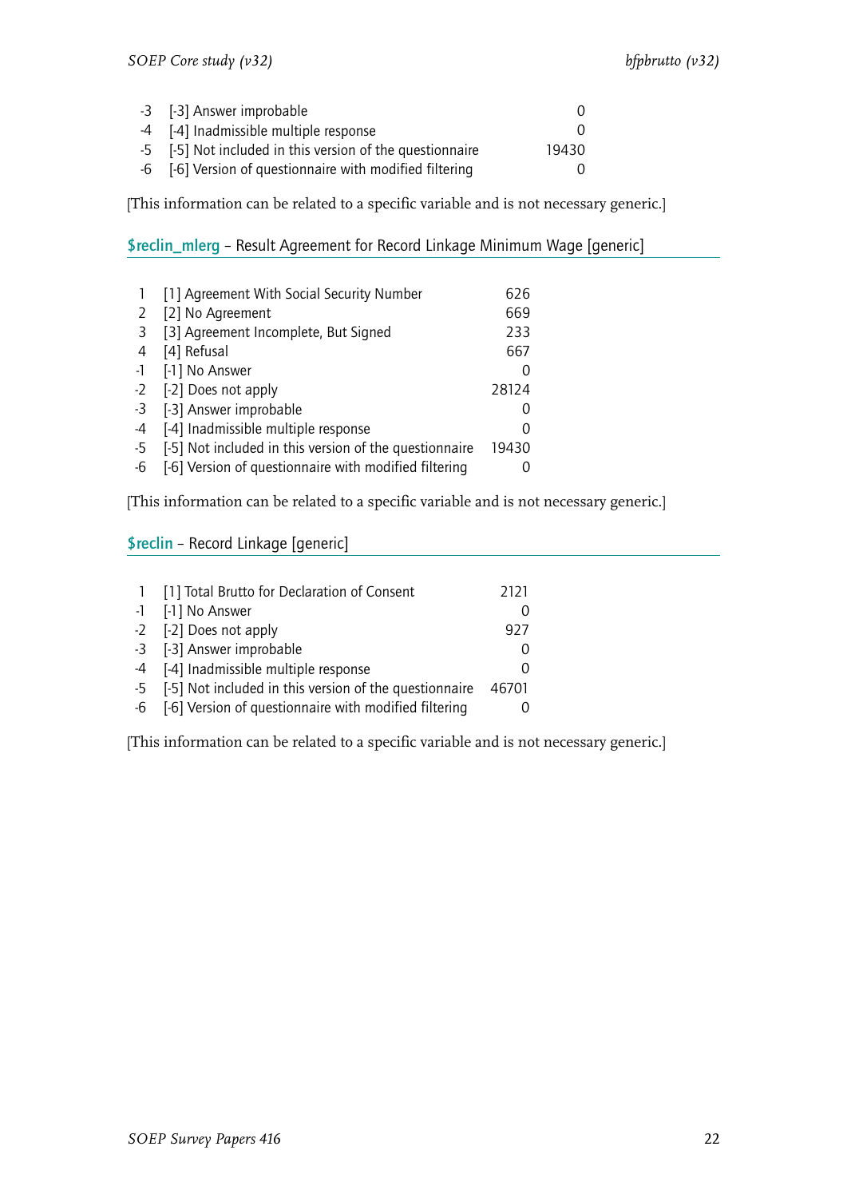| | | |
|---|---|---|
| -3 | [-3] Answer improbable | 0 |
| -4 | [-4] Inadmissible multiple response | 0 |
| -5 | [-5] Not included in this version of the questionnaire | 19430 |
| -6 | [-6] Version of questionnaire with modified filtering | 0 |

[This information can be related to a specific variable and is not necessary generic.]

## $reclin_mlerg – Result Agreement for Record Linkage Minimum Wage [generic]

| | | |
|---|---|---|
| 1 | [1] Agreement With Social Security Number | 626 |
| 2 | [2] No Agreement | 669 |
| 3 | [3] Agreement Incomplete, But Signed | 233 |
| 4 | [4] Refusal | 667 |
| -1 | [-1] No Answer | 0 |
| -2 | [-2] Does not apply | 28124 |
| -3 | [-3] Answer improbable | 0 |
| -4 | [-4] Inadmissible multiple response | 0 |
| -5 | [-5] Not included in this version of the questionnaire | 19430 |
| -6 | [-6] Version of questionnaire with modified filtering | 0 |

[This information can be related to a specific variable and is not necessary generic.]

## $reclin – Record Linkage [generic]

| | | |
|---|---|---|
| 1 | [1] Total Brutto for Declaration of Consent | 2121 |
| -1 | [-1] No Answer | 0 |
| -2 | [-2] Does not apply | 927 |
| -3 | [-3] Answer improbable | 0 |
| -4 | [-4] Inadmissible multiple response | 0 |
| -5 | [-5] Not included in this version of the questionnaire | 46701 |
| -6 | [-6] Version of questionnaire with modified filtering | 0 |

[This information can be related to a specific variable and is not necessary generic.]